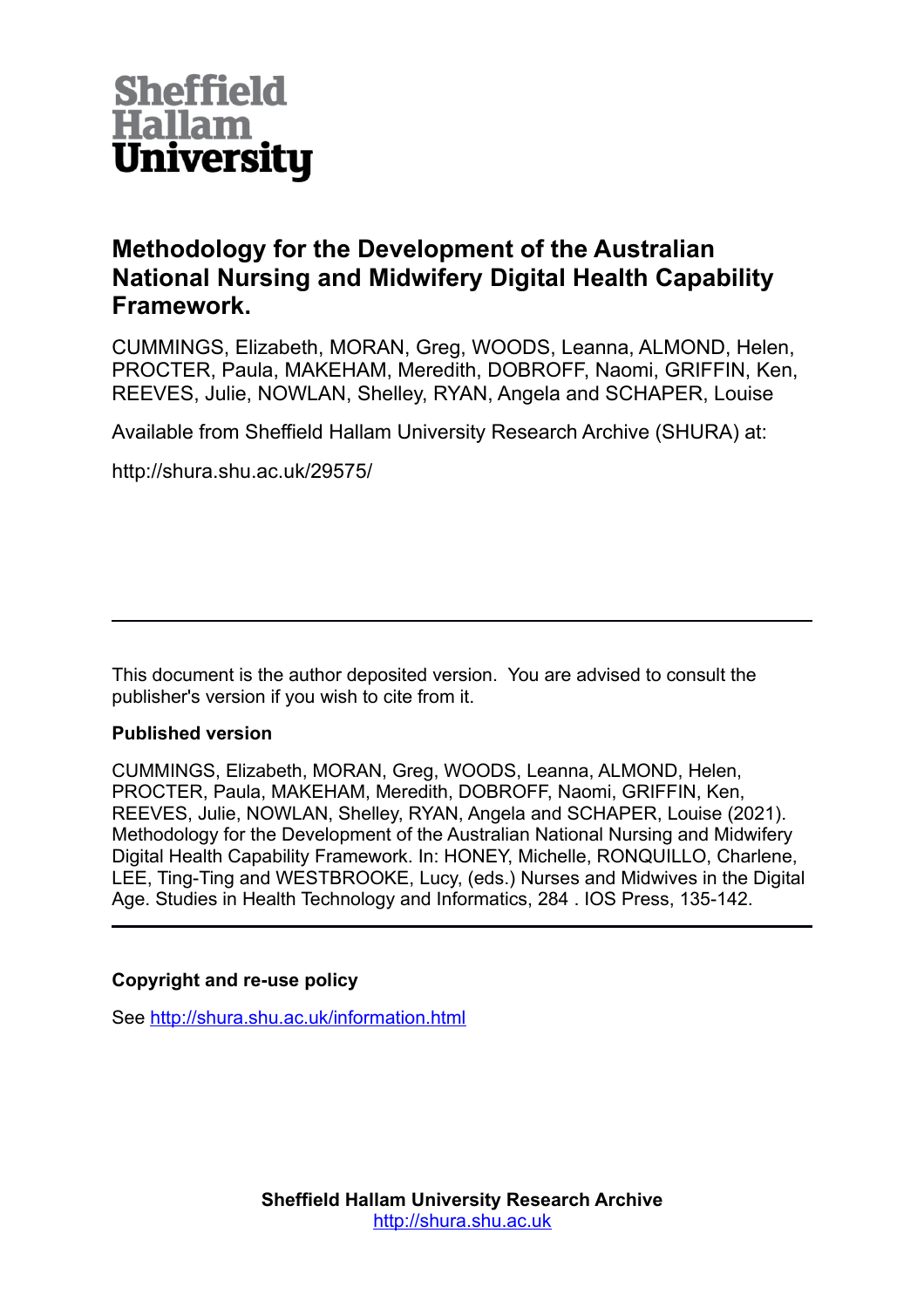Sheffield Hallam University

# Methodology for the Development of the Australian National Nursing and Midwifery Digital Health Capability Framework.

CUMMINGS, Elizabeth, MORAN, Greg, WOODS, Leanna, ALMOND, Helen, PROCTER, Paula, MAKEHAM, Meredith, DOBROFF, Naomi, GRIFFIN, Ken, REEVES, Julie, NOWLAN, Shelley, RYAN, Angela and SCHAPER, Louise

Available from Sheffield Hallam University Research Archive (SHURA) at:

http://shura.shu.ac.uk/29575/

---

This document is the author deposited version. You are advised to consult the publisher's version if you wish to cite from it.

**Published version**

CUMMINGS, Elizabeth, MORAN, Greg, WOODS, Leanna, ALMOND, Helen, PROCTER, Paula, MAKEHAM, Meredith, DOBROFF, Naomi, GRIFFIN, Ken, REEVES, Julie, NOWLAN, Shelley, RYAN, Angela and SCHAPER, Louise (2021). Methodology for the Development of the Australian National Nursing and Midwifery Digital Health Capability Framework. In: HONEY, Michelle, RONQUILLO, Charlene, LEE, Ting-Ting and WESTBROOKE, Lucy, (eds.) Nurses and Midwives in the Digital Age. Studies in Health Technology and Informatics, 284 . IOS Press, 135-142.

---

**Copyright and re-use policy**

See http://shura.shu.ac.uk/information.html

**Sheffield Hallam University Research Archive**
http://shura.shu.ac.uk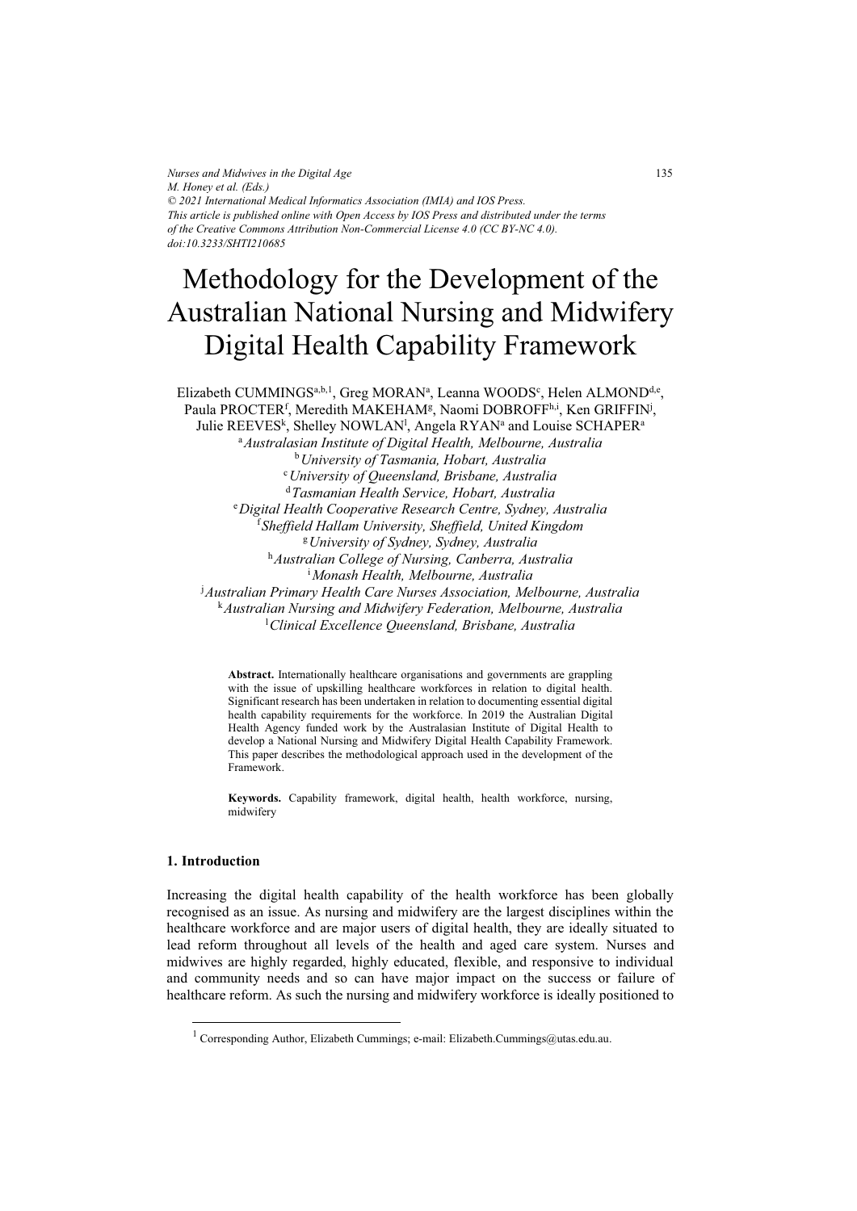# Methodology for the Development of the Australian National Nursing and Midwifery Digital Health Capability Framework

Elizabeth CUMMINGS[a,b,1], Greg MORAN[a], Leanna WOODS[c], Helen ALMOND[d,e], Paula PROCTER[f], Meredith MAKEHAM[g], Naomi DOBROFF[h,i], Ken GRIFFIN[j], Julie REEVES[k], Shelley NOWLAN[l], Angela RYAN[a] and Louise SCHAPER[a]

[a] *Australasian Institute of Digital Health, Melbourne, Australia*
[b] *University of Tasmania, Hobart, Australia*
[c] *University of Queensland, Brisbane, Australia*
[d] *Tasmanian Health Service, Hobart, Australia*
[e] *Digital Health Cooperative Research Centre, Sydney, Australia*
[f] *Sheffield Hallam University, Sheffield, United Kingdom*
[g] *University of Sydney, Sydney, Australia*
[h] *Australian College of Nursing, Canberra, Australia*
[i] *Monash Health, Melbourne, Australia*
[j] *Australian Primary Health Care Nurses Association, Melbourne, Australia*
[k] *Australian Nursing and Midwifery Federation, Melbourne, Australia*
[l] *Clinical Excellence Queensland, Brisbane, Australia*

**Abstract.** Internationally healthcare organisations and governments are grappling with the issue of upskilling healthcare workforces in relation to digital health. Significant research has been undertaken in relation to documenting essential digital health capability requirements for the workforce. In 2019 the Australian Digital Health Agency funded work by the Australasian Institute of Digital Health to develop a National Nursing and Midwifery Digital Health Capability Framework. This paper describes the methodological approach used in the development of the Framework.

**Keywords.** Capability framework, digital health, health workforce, nursing, midwifery

## 1. Introduction

Increasing the digital health capability of the health workforce has been globally recognised as an issue. As nursing and midwifery are the largest disciplines within the healthcare workforce and are major users of digital health, they are ideally situated to lead reform throughout all levels of the health and aged care system. Nurses and midwives are highly regarded, highly educated, flexible, and responsive to individual and community needs and so can have major impact on the success or failure of healthcare reform. As such the nursing and midwifery workforce is ideally positioned to

[1] Corresponding Author, Elizabeth Cummings; e-mail: Elizabeth.Cummings@utas.edu.au.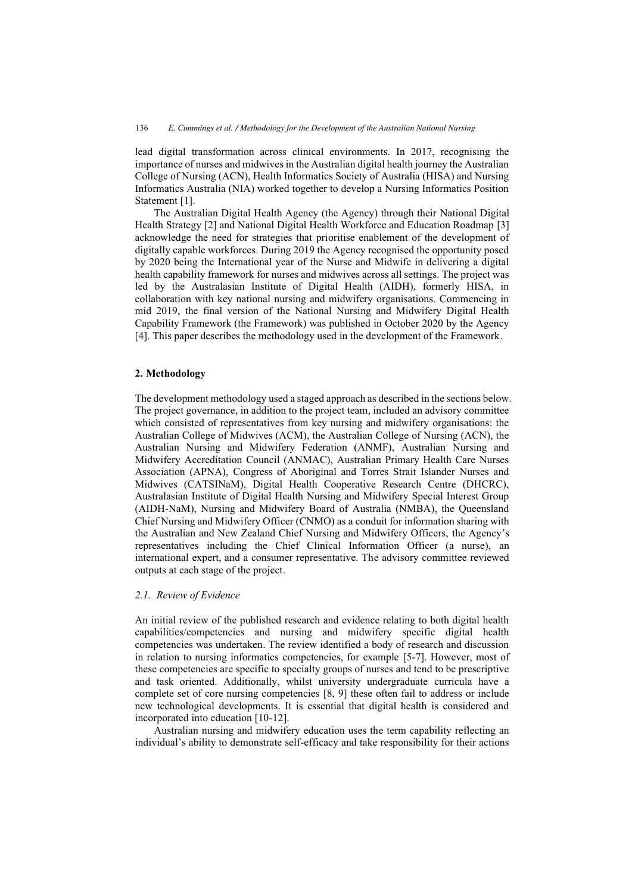lead digital transformation across clinical environments. In 2017, recognising the importance of nurses and midwives in the Australian digital health journey the Australian College of Nursing (ACN), Health Informatics Society of Australia (HISA) and Nursing Informatics Australia (NIA) worked together to develop a Nursing Informatics Position Statement [1].

The Australian Digital Health Agency (the Agency) through their National Digital Health Strategy [2] and National Digital Health Workforce and Education Roadmap [3] acknowledge the need for strategies that prioritise enablement of the development of digitally capable workforces. During 2019 the Agency recognised the opportunity posed by 2020 being the International year of the Nurse and Midwife in delivering a digital health capability framework for nurses and midwives across all settings. The project was led by the Australasian Institute of Digital Health (AIDH), formerly HISA, in collaboration with key national nursing and midwifery organisations. Commencing in mid 2019, the final version of the National Nursing and Midwifery Digital Health Capability Framework (the Framework) was published in October 2020 by the Agency [4]. This paper describes the methodology used in the development of the Framework.

## 2. Methodology

The development methodology used a staged approach as described in the sections below. The project governance, in addition to the project team, included an advisory committee which consisted of representatives from key nursing and midwifery organisations: the Australian College of Midwives (ACM), the Australian College of Nursing (ACN), the Australian Nursing and Midwifery Federation (ANMF), Australian Nursing and Midwifery Accreditation Council (ANMAC), Australian Primary Health Care Nurses Association (APNA), Congress of Aboriginal and Torres Strait Islander Nurses and Midwives (CATSINaM), Digital Health Cooperative Research Centre (DHCRC), Australasian Institute of Digital Health Nursing and Midwifery Special Interest Group (AIDH-NaM), Nursing and Midwifery Board of Australia (NMBA), the Queensland Chief Nursing and Midwifery Officer (CNMO) as a conduit for information sharing with the Australian and New Zealand Chief Nursing and Midwifery Officers, the Agency's representatives including the Chief Clinical Information Officer (a nurse), an international expert, and a consumer representative. The advisory committee reviewed outputs at each stage of the project.

### *2.1. Review of Evidence*

An initial review of the published research and evidence relating to both digital health capabilities/competencies and nursing and midwifery specific digital health competencies was undertaken. The review identified a body of research and discussion in relation to nursing informatics competencies, for example [5-7]. However, most of these competencies are specific to specialty groups of nurses and tend to be prescriptive and task oriented. Additionally, whilst university undergraduate curricula have a complete set of core nursing competencies [8, 9] these often fail to address or include new technological developments. It is essential that digital health is considered and incorporated into education [10-12].

Australian nursing and midwifery education uses the term capability reflecting an individual's ability to demonstrate self-efficacy and take responsibility for their actions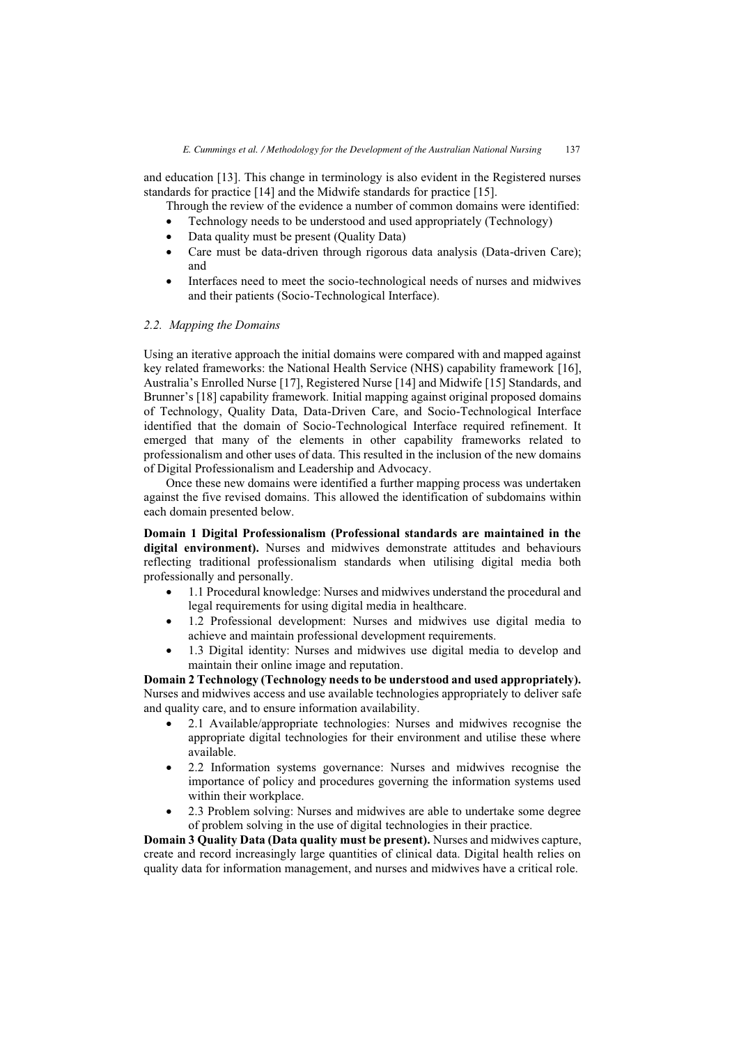and education [13]. This change in terminology is also evident in the Registered nurses standards for practice [14] and the Midwife standards for practice [15].

Through the review of the evidence a number of common domains were identified:

- Technology needs to be understood and used appropriately (Technology)
- Data quality must be present (Quality Data)
- Care must be data-driven through rigorous data analysis (Data-driven Care); and
- Interfaces need to meet the socio-technological needs of nurses and midwives and their patients (Socio-Technological Interface).

### *2.2. Mapping the Domains*

Using an iterative approach the initial domains were compared with and mapped against key related frameworks: the National Health Service (NHS) capability framework [16], Australia's Enrolled Nurse [17], Registered Nurse [14] and Midwife [15] Standards, and Brunner's [18] capability framework. Initial mapping against original proposed domains of Technology, Quality Data, Data-Driven Care, and Socio-Technological Interface identified that the domain of Socio-Technological Interface required refinement. It emerged that many of the elements in other capability frameworks related to professionalism and other uses of data. This resulted in the inclusion of the new domains of Digital Professionalism and Leadership and Advocacy.

Once these new domains were identified a further mapping process was undertaken against the five revised domains. This allowed the identification of subdomains within each domain presented below.

**Domain 1 Digital Professionalism (Professional standards are maintained in the digital environment).** Nurses and midwives demonstrate attitudes and behaviours reflecting traditional professionalism standards when utilising digital media both professionally and personally.

- 1.1 Procedural knowledge: Nurses and midwives understand the procedural and legal requirements for using digital media in healthcare.
- 1.2 Professional development: Nurses and midwives use digital media to achieve and maintain professional development requirements.
- 1.3 Digital identity: Nurses and midwives use digital media to develop and maintain their online image and reputation.

**Domain 2 Technology (Technology needs to be understood and used appropriately).** Nurses and midwives access and use available technologies appropriately to deliver safe and quality care, and to ensure information availability.

- 2.1 Available/appropriate technologies: Nurses and midwives recognise the appropriate digital technologies for their environment and utilise these where available.
- 2.2 Information systems governance: Nurses and midwives recognise the importance of policy and procedures governing the information systems used within their workplace.
- 2.3 Problem solving: Nurses and midwives are able to undertake some degree of problem solving in the use of digital technologies in their practice.

**Domain 3 Quality Data (Data quality must be present).** Nurses and midwives capture, create and record increasingly large quantities of clinical data. Digital health relies on quality data for information management, and nurses and midwives have a critical role.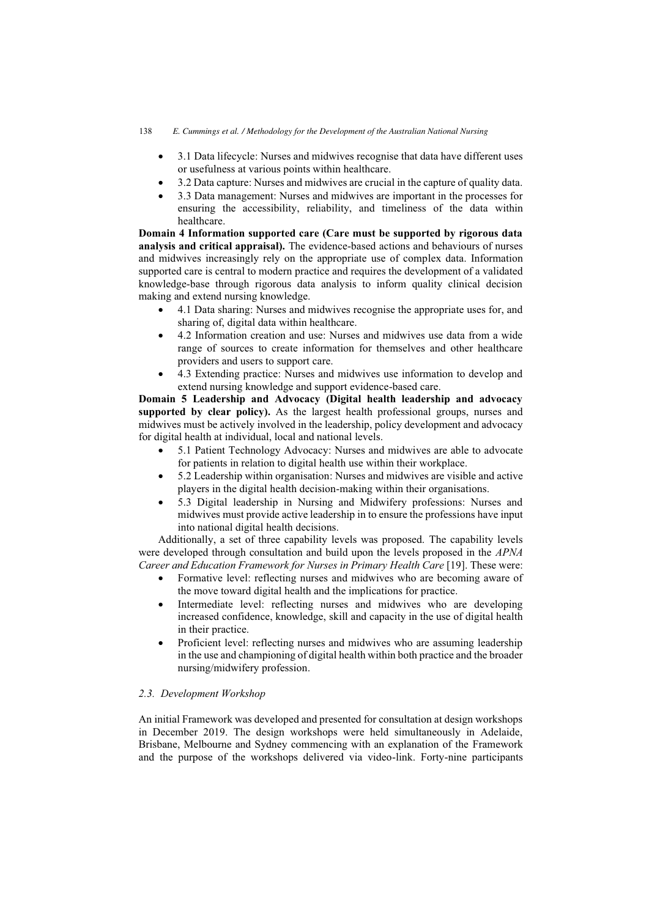- 3.1 Data lifecycle: Nurses and midwives recognise that data have different uses or usefulness at various points within healthcare.
- 3.2 Data capture: Nurses and midwives are crucial in the capture of quality data.
- 3.3 Data management: Nurses and midwives are important in the processes for ensuring the accessibility, reliability, and timeliness of the data within healthcare.

**Domain 4 Information supported care (Care must be supported by rigorous data analysis and critical appraisal).** The evidence-based actions and behaviours of nurses and midwives increasingly rely on the appropriate use of complex data. Information supported care is central to modern practice and requires the development of a validated knowledge-base through rigorous data analysis to inform quality clinical decision making and extend nursing knowledge.

- 4.1 Data sharing: Nurses and midwives recognise the appropriate uses for, and sharing of, digital data within healthcare.
- 4.2 Information creation and use: Nurses and midwives use data from a wide range of sources to create information for themselves and other healthcare providers and users to support care.
- 4.3 Extending practice: Nurses and midwives use information to develop and extend nursing knowledge and support evidence-based care.

**Domain 5 Leadership and Advocacy (Digital health leadership and advocacy supported by clear policy).** As the largest health professional groups, nurses and midwives must be actively involved in the leadership, policy development and advocacy for digital health at individual, local and national levels.

- 5.1 Patient Technology Advocacy: Nurses and midwives are able to advocate for patients in relation to digital health use within their workplace.
- 5.2 Leadership within organisation: Nurses and midwives are visible and active players in the digital health decision-making within their organisations.
- 5.3 Digital leadership in Nursing and Midwifery professions: Nurses and midwives must provide active leadership in to ensure the professions have input into national digital health decisions.

Additionally, a set of three capability levels was proposed. The capability levels were developed through consultation and build upon the levels proposed in the *APNA Career and Education Framework for Nurses in Primary Health Care* [19]. These were:

- Formative level: reflecting nurses and midwives who are becoming aware of the move toward digital health and the implications for practice.
- Intermediate level: reflecting nurses and midwives who are developing increased confidence, knowledge, skill and capacity in the use of digital health in their practice.
- Proficient level: reflecting nurses and midwives who are assuming leadership in the use and championing of digital health within both practice and the broader nursing/midwifery profession.

### *2.3. Development Workshop*

An initial Framework was developed and presented for consultation at design workshops in December 2019. The design workshops were held simultaneously in Adelaide, Brisbane, Melbourne and Sydney commencing with an explanation of the Framework and the purpose of the workshops delivered via video-link. Forty-nine participants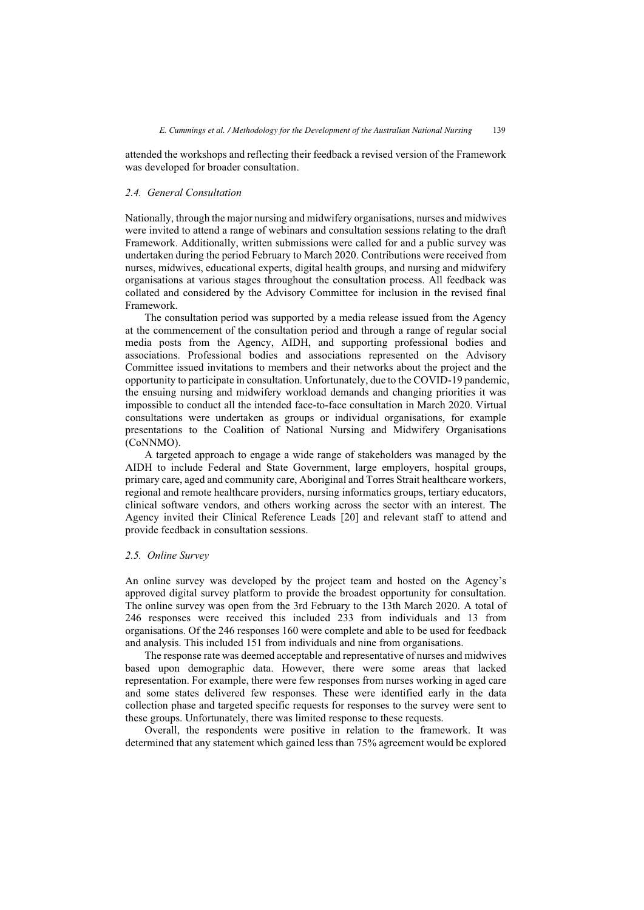attended the workshops and reflecting their feedback a revised version of the Framework was developed for broader consultation.

### 2.4. General Consultation

Nationally, through the major nursing and midwifery organisations, nurses and midwives were invited to attend a range of webinars and consultation sessions relating to the draft Framework. Additionally, written submissions were called for and a public survey was undertaken during the period February to March 2020. Contributions were received from nurses, midwives, educational experts, digital health groups, and nursing and midwifery organisations at various stages throughout the consultation process. All feedback was collated and considered by the Advisory Committee for inclusion in the revised final Framework.

The consultation period was supported by a media release issued from the Agency at the commencement of the consultation period and through a range of regular social media posts from the Agency, AIDH, and supporting professional bodies and associations. Professional bodies and associations represented on the Advisory Committee issued invitations to members and their networks about the project and the opportunity to participate in consultation. Unfortunately, due to the COVID-19 pandemic, the ensuing nursing and midwifery workload demands and changing priorities it was impossible to conduct all the intended face-to-face consultation in March 2020. Virtual consultations were undertaken as groups or individual organisations, for example presentations to the Coalition of National Nursing and Midwifery Organisations (CoNNMO).

A targeted approach to engage a wide range of stakeholders was managed by the AIDH to include Federal and State Government, large employers, hospital groups, primary care, aged and community care, Aboriginal and Torres Strait healthcare workers, regional and remote healthcare providers, nursing informatics groups, tertiary educators, clinical software vendors, and others working across the sector with an interest. The Agency invited their Clinical Reference Leads [20] and relevant staff to attend and provide feedback in consultation sessions.

### 2.5. Online Survey

An online survey was developed by the project team and hosted on the Agency's approved digital survey platform to provide the broadest opportunity for consultation. The online survey was open from the 3rd February to the 13th March 2020. A total of 246 responses were received this included 233 from individuals and 13 from organisations. Of the 246 responses 160 were complete and able to be used for feedback and analysis. This included 151 from individuals and nine from organisations.

The response rate was deemed acceptable and representative of nurses and midwives based upon demographic data. However, there were some areas that lacked representation. For example, there were few responses from nurses working in aged care and some states delivered few responses. These were identified early in the data collection phase and targeted specific requests for responses to the survey were sent to these groups. Unfortunately, there was limited response to these requests.

Overall, the respondents were positive in relation to the framework. It was determined that any statement which gained less than 75% agreement would be explored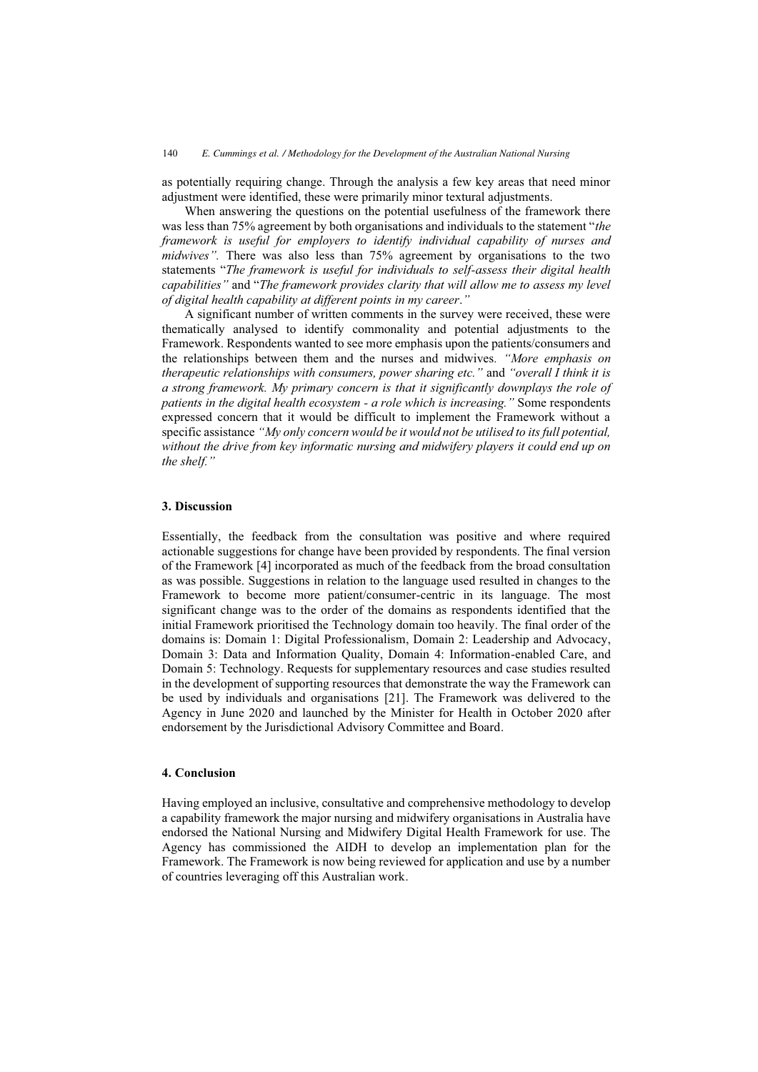as potentially requiring change. Through the analysis a few key areas that need minor adjustment were identified, these were primarily minor textural adjustments.

When answering the questions on the potential usefulness of the framework there was less than 75% agreement by both organisations and individuals to the statement "*the framework is useful for employers to identify individual capability of nurses and midwives".* There was also less than 75% agreement by organisations to the two statements "*The framework is useful for individuals to self-assess their digital health capabilities"* and "*The framework provides clarity that will allow me to assess my level of digital health capability at different points in my career*.*"*

A significant number of written comments in the survey were received, these were thematically analysed to identify commonality and potential adjustments to the Framework. Respondents wanted to see more emphasis upon the patients/consumers and the relationships between them and the nurses and midwives. *"More emphasis on therapeutic relationships with consumers, power sharing etc."* and *"overall I think it is a strong framework. My primary concern is that it significantly downplays the role of patients in the digital health ecosystem - a role which is increasing."* Some respondents expressed concern that it would be difficult to implement the Framework without a specific assistance *"My only concern would be it would not be utilised to its full potential, without the drive from key informatic nursing and midwifery players it could end up on the shelf."*

## 3. Discussion

Essentially, the feedback from the consultation was positive and where required actionable suggestions for change have been provided by respondents. The final version of the Framework [4] incorporated as much of the feedback from the broad consultation as was possible. Suggestions in relation to the language used resulted in changes to the Framework to become more patient/consumer-centric in its language. The most significant change was to the order of the domains as respondents identified that the initial Framework prioritised the Technology domain too heavily. The final order of the domains is: Domain 1: Digital Professionalism, Domain 2: Leadership and Advocacy, Domain 3: Data and Information Quality, Domain 4: Information-enabled Care, and Domain 5: Technology. Requests for supplementary resources and case studies resulted in the development of supporting resources that demonstrate the way the Framework can be used by individuals and organisations [21]. The Framework was delivered to the Agency in June 2020 and launched by the Minister for Health in October 2020 after endorsement by the Jurisdictional Advisory Committee and Board.

## 4. Conclusion

Having employed an inclusive, consultative and comprehensive methodology to develop a capability framework the major nursing and midwifery organisations in Australia have endorsed the National Nursing and Midwifery Digital Health Framework for use. The Agency has commissioned the AIDH to develop an implementation plan for the Framework. The Framework is now being reviewed for application and use by a number of countries leveraging off this Australian work.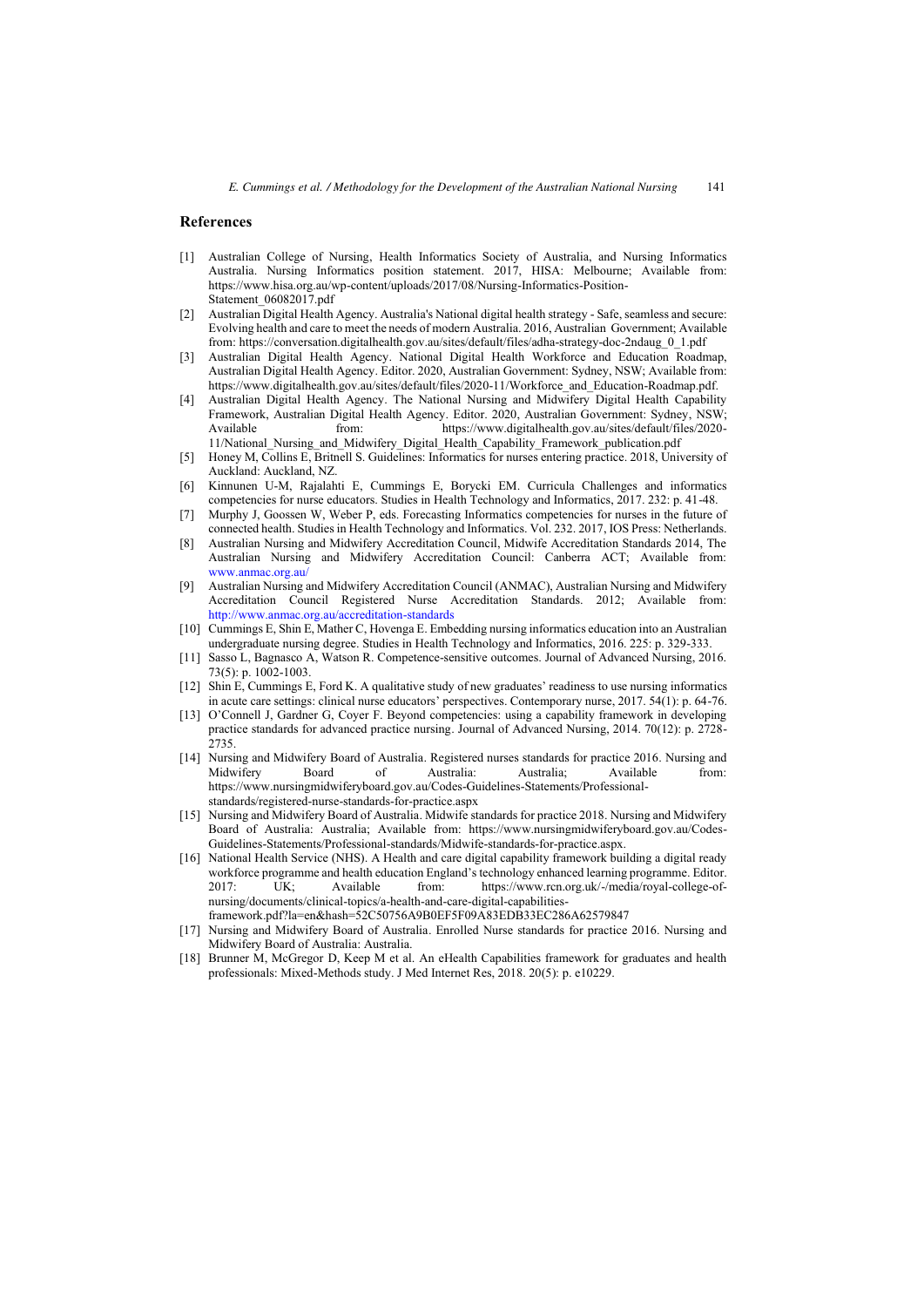## References

[1] Australian College of Nursing, Health Informatics Society of Australia, and Nursing Informatics Australia. Nursing Informatics position statement. 2017, HISA: Melbourne; Available from: https://www.hisa.org.au/wp-content/uploads/2017/08/Nursing-Informatics-Position-Statement_06082017.pdf

[2] Australian Digital Health Agency. Australia's National digital health strategy - Safe, seamless and secure: Evolving health and care to meet the needs of modern Australia. 2016, Australian Government; Available from: https://conversation.digitalhealth.gov.au/sites/default/files/adha-strategy-doc-2ndaug_0_1.pdf

[3] Australian Digital Health Agency. National Digital Health Workforce and Education Roadmap, Australian Digital Health Agency. Editor. 2020, Australian Government: Sydney, NSW; Available from: https://www.digitalhealth.gov.au/sites/default/files/2020-11/Workforce_and_Education-Roadmap.pdf.

[4] Australian Digital Health Agency. The National Nursing and Midwifery Digital Health Capability Framework, Australian Digital Health Agency. Editor. 2020, Australian Government: Sydney, NSW; Available from: https://www.digitalhealth.gov.au/sites/default/files/2020-11/National_Nursing_and_Midwifery_Digital_Health_Capability_Framework_publication.pdf

[5] Honey M, Collins E, Britnell S. Guidelines: Informatics for nurses entering practice. 2018, University of Auckland: Auckland, NZ.

[6] Kinnunen U-M, Rajalahti E, Cummings E, Borycki EM. Curricula Challenges and informatics competencies for nurse educators. Studies in Health Technology and Informatics, 2017. 232: p. 41-48.

[7] Murphy J, Goossen W, Weber P, eds. Forecasting Informatics competencies for nurses in the future of connected health. Studies in Health Technology and Informatics. Vol. 232. 2017, IOS Press: Netherlands.

[8] Australian Nursing and Midwifery Accreditation Council, Midwife Accreditation Standards 2014, The Australian Nursing and Midwifery Accreditation Council: Canberra ACT; Available from: www.anmac.org.au/

[9] Australian Nursing and Midwifery Accreditation Council (ANMAC), Australian Nursing and Midwifery Accreditation Council Registered Nurse Accreditation Standards. 2012; Available from: http://www.anmac.org.au/accreditation-standards

[10] Cummings E, Shin E, Mather C, Hovenga E. Embedding nursing informatics education into an Australian undergraduate nursing degree. Studies in Health Technology and Informatics, 2016. 225: p. 329-333.

[11] Sasso L, Bagnasco A, Watson R. Competence-sensitive outcomes. Journal of Advanced Nursing, 2016. 73(5): p. 1002-1003.

[12] Shin E, Cummings E, Ford K. A qualitative study of new graduates' readiness to use nursing informatics in acute care settings: clinical nurse educators' perspectives. Contemporary nurse, 2017. 54(1): p. 64-76.

[13] O'Connell J, Gardner G, Coyer F. Beyond competencies: using a capability framework in developing practice standards for advanced practice nursing. Journal of Advanced Nursing, 2014. 70(12): p. 2728-2735.

[14] Nursing and Midwifery Board of Australia. Registered nurses standards for practice 2016. Nursing and Midwifery Board of Australia: Australia; Available from: https://www.nursingmidwiferyboard.gov.au/Codes-Guidelines-Statements/Professional-standards/registered-nurse-standards-for-practice.aspx

[15] Nursing and Midwifery Board of Australia. Midwife standards for practice 2018. Nursing and Midwifery Board of Australia: Australia; Available from: https://www.nursingmidwiferyboard.gov.au/Codes-Guidelines-Statements/Professional-standards/Midwife-standards-for-practice.aspx.

[16] National Health Service (NHS). A Health and care digital capability framework building a digital ready workforce programme and health education England's technology enhanced learning programme. Editor. 2017: UK; Available from: https://www.rcn.org.uk/-/media/royal-college-of-nursing/documents/clinical-topics/a-health-and-care-digital-capabilities-framework.pdf?la=en&hash=52C50756A9B0EF5F09A83EDB33EC286A62579847

[17] Nursing and Midwifery Board of Australia. Enrolled Nurse standards for practice 2016. Nursing and Midwifery Board of Australia: Australia.

[18] Brunner M, McGregor D, Keep M et al. An eHealth Capabilities framework for graduates and health professionals: Mixed-Methods study. J Med Internet Res, 2018. 20(5): p. e10229.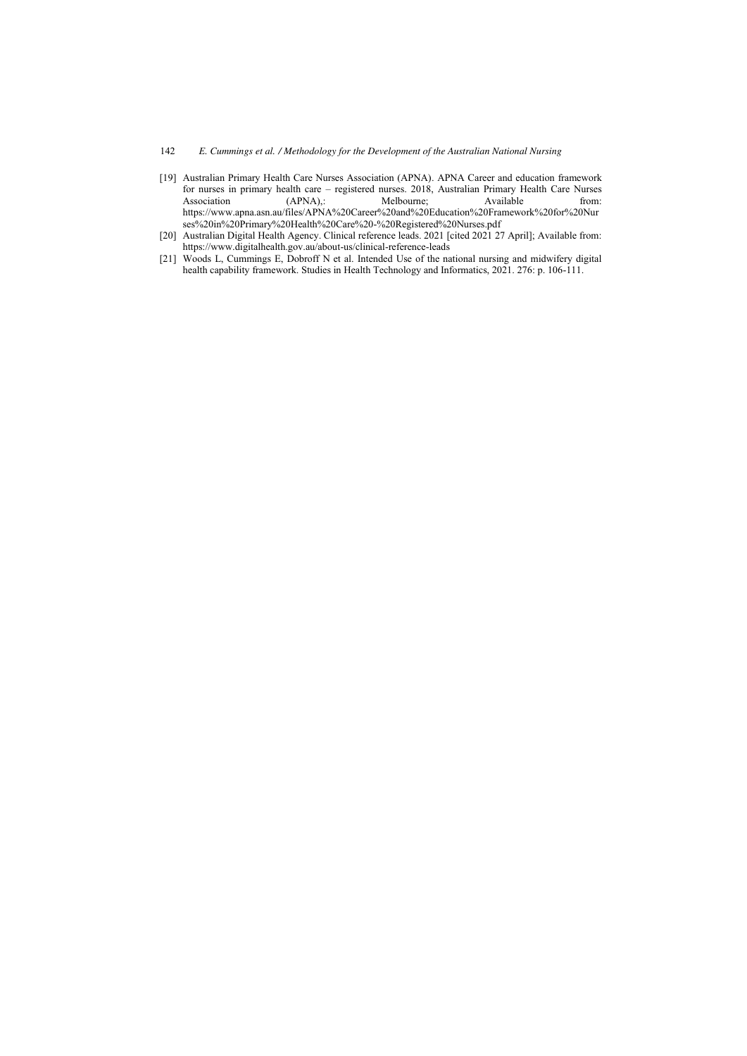[19] Australian Primary Health Care Nurses Association (APNA). APNA Career and education framework for nurses in primary health care – registered nurses. 2018, Australian Primary Health Care Nurses Association (APNA),: Melbourne; Available from: https://www.apna.asn.au/files/APNA%20Career%20and%20Education%20Framework%20for%20Nurses%20in%20Primary%20Health%20Care%20-%20Registered%20Nurses.pdf

[20] Australian Digital Health Agency. Clinical reference leads. 2021 [cited 2021 27 April]; Available from: https://www.digitalhealth.gov.au/about-us/clinical-reference-leads

[21] Woods L, Cummings E, Dobroff N et al. Intended Use of the national nursing and midwifery digital health capability framework. Studies in Health Technology and Informatics, 2021. 276: p. 106-111.